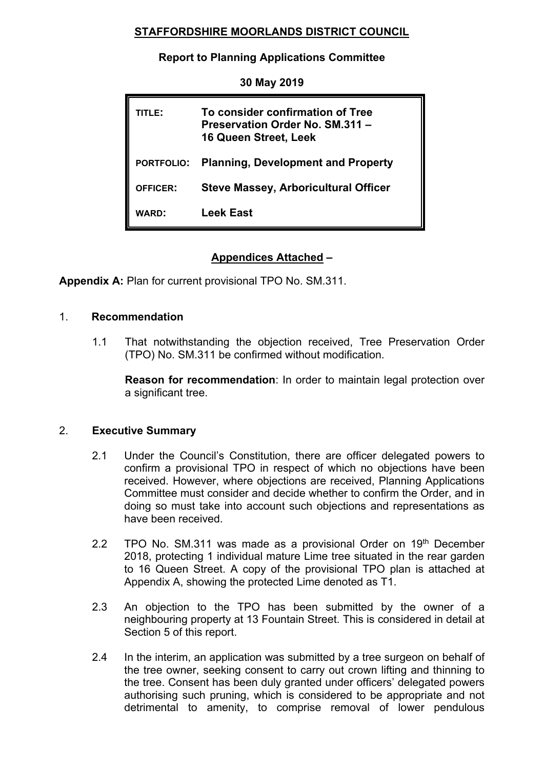**STAFFORDSHIRE MOORLANDS DISTRICT COUNCIL**

**Report to Planning Applications Committee**

**30 May 2019**

| | |
|---|---|
| **TITLE:** | **To consider confirmation of Tree Preservation Order No. SM.311 – 16 Queen Street, Leek** |
| **PORTFOLIO:** | **Planning, Development and Property** |
| **OFFICER:** | **Steve Massey, Arboricultural Officer** |
| **WARD:** | **Leek East** |

**Appendices Attached –**

**Appendix A:** Plan for current provisional TPO No. SM.311.

## 1. Recommendation

1.1 That notwithstanding the objection received, Tree Preservation Order (TPO) No. SM.311 be confirmed without modification.

**Reason for recommendation**: In order to maintain legal protection over a significant tree.

## 2. Executive Summary

2.1 Under the Council's Constitution, there are officer delegated powers to confirm a provisional TPO in respect of which no objections have been received. However, where objections are received, Planning Applications Committee must consider and decide whether to confirm the Order, and in doing so must take into account such objections and representations as have been received.

2.2 TPO No. SM.311 was made as a provisional Order on 19th December 2018, protecting 1 individual mature Lime tree situated in the rear garden to 16 Queen Street. A copy of the provisional TPO plan is attached at Appendix A, showing the protected Lime denoted as T1.

2.3 An objection to the TPO has been submitted by the owner of a neighbouring property at 13 Fountain Street. This is considered in detail at Section 5 of this report.

2.4 In the interim, an application was submitted by a tree surgeon on behalf of the tree owner, seeking consent to carry out crown lifting and thinning to the tree. Consent has been duly granted under officers' delegated powers authorising such pruning, which is considered to be appropriate and not detrimental to amenity, to comprise removal of lower pendulous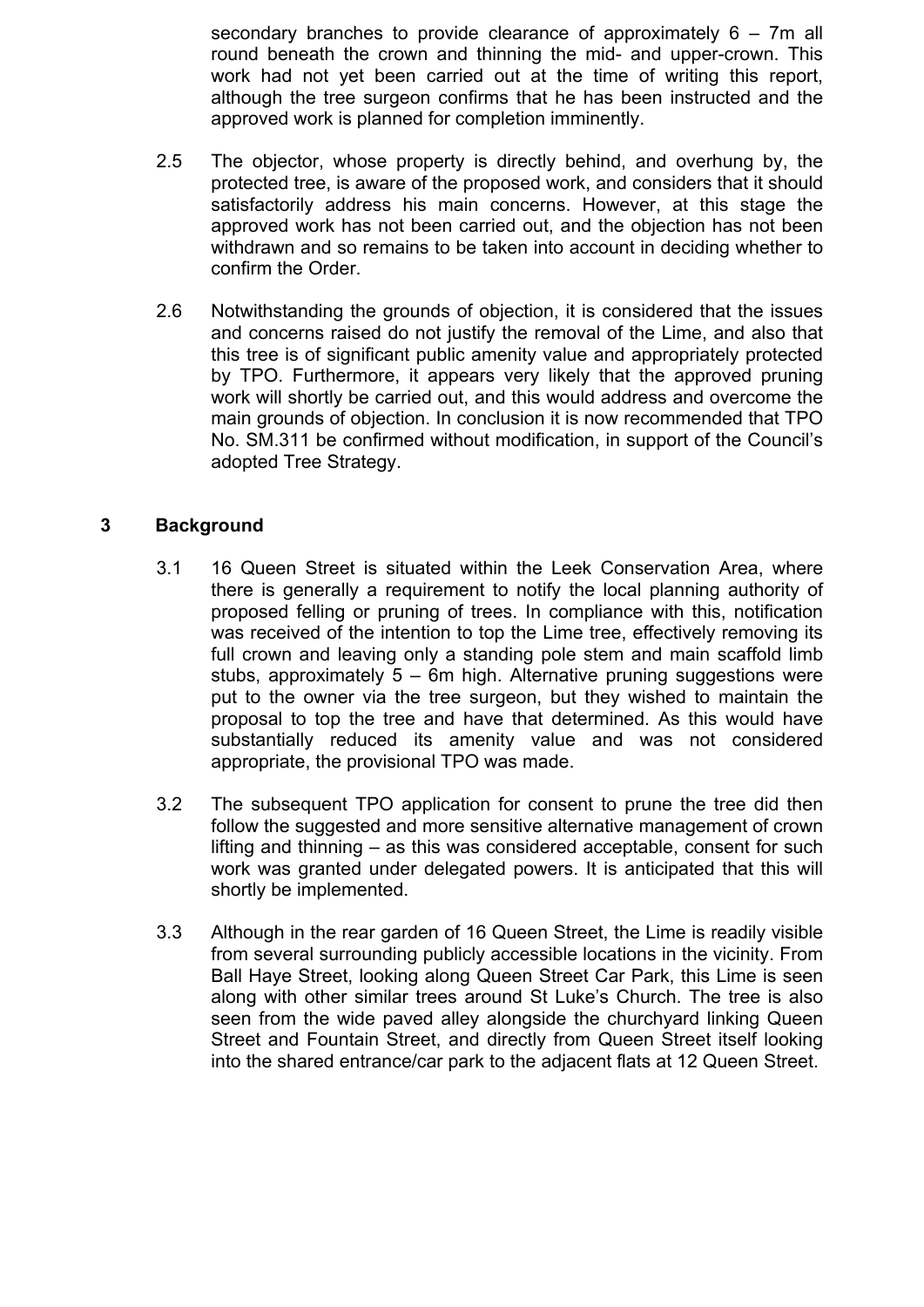secondary branches to provide clearance of approximately 6 – 7m all round beneath the crown and thinning the mid- and upper-crown. This work had not yet been carried out at the time of writing this report, although the tree surgeon confirms that he has been instructed and the approved work is planned for completion imminently.

2.5 The objector, whose property is directly behind, and overhung by, the protected tree, is aware of the proposed work, and considers that it should satisfactorily address his main concerns. However, at this stage the approved work has not been carried out, and the objection has not been withdrawn and so remains to be taken into account in deciding whether to confirm the Order.

2.6 Notwithstanding the grounds of objection, it is considered that the issues and concerns raised do not justify the removal of the Lime, and also that this tree is of significant public amenity value and appropriately protected by TPO. Furthermore, it appears very likely that the approved pruning work will shortly be carried out, and this would address and overcome the main grounds of objection. In conclusion it is now recommended that TPO No. SM.311 be confirmed without modification, in support of the Council's adopted Tree Strategy.

## 3 Background

3.1 16 Queen Street is situated within the Leek Conservation Area, where there is generally a requirement to notify the local planning authority of proposed felling or pruning of trees. In compliance with this, notification was received of the intention to top the Lime tree, effectively removing its full crown and leaving only a standing pole stem and main scaffold limb stubs, approximately 5 – 6m high. Alternative pruning suggestions were put to the owner via the tree surgeon, but they wished to maintain the proposal to top the tree and have that determined. As this would have substantially reduced its amenity value and was not considered appropriate, the provisional TPO was made.

3.2 The subsequent TPO application for consent to prune the tree did then follow the suggested and more sensitive alternative management of crown lifting and thinning – as this was considered acceptable, consent for such work was granted under delegated powers. It is anticipated that this will shortly be implemented.

3.3 Although in the rear garden of 16 Queen Street, the Lime is readily visible from several surrounding publicly accessible locations in the vicinity. From Ball Haye Street, looking along Queen Street Car Park, this Lime is seen along with other similar trees around St Luke's Church. The tree is also seen from the wide paved alley alongside the churchyard linking Queen Street and Fountain Street, and directly from Queen Street itself looking into the shared entrance/car park to the adjacent flats at 12 Queen Street.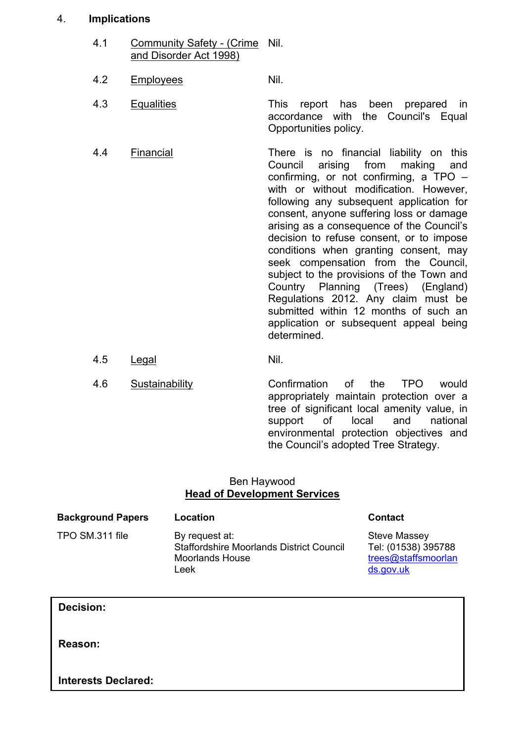## 4. Implications

| | | |
|---|---|---|
| 4.1 | Community Safety - (Crime and Disorder Act 1998) | Nil. |
| 4.2 | Employees | Nil. |
| 4.3 | Equalities | This report has been prepared in accordance with the Council's Equal Opportunities policy. |
| 4.4 | Financial | There is no financial liability on this Council arising from making and confirming, or not confirming, a TPO – with or without modification. However, following any subsequent application for consent, anyone suffering loss or damage arising as a consequence of the Council's decision to refuse consent, or to impose conditions when granting consent, may seek compensation from the Council, subject to the provisions of the Town and Country Planning (Trees) (England) Regulations 2012. Any claim must be submitted within 12 months of such an application or subsequent appeal being determined. |
| 4.5 | Legal | Nil. |
| 4.6 | Sustainability | Confirmation of the TPO would appropriately maintain protection over a tree of significant local amenity value, in support of local and national environmental protection objectives and the Council's adopted Tree Strategy. |

Ben Haywood
**Head of Development Services**

| **Background Papers** | **Location** | **Contact** |
|---|---|---|
| TPO SM.311 file | By request at:<br>Staffordshire Moorlands District Council<br>Moorlands House<br>Leek | Steve Massey<br>Tel: (01538) 395788<br>trees@staffsmoorlands.gov.uk |

**Decision:**

**Reason:**

**Interests Declared:**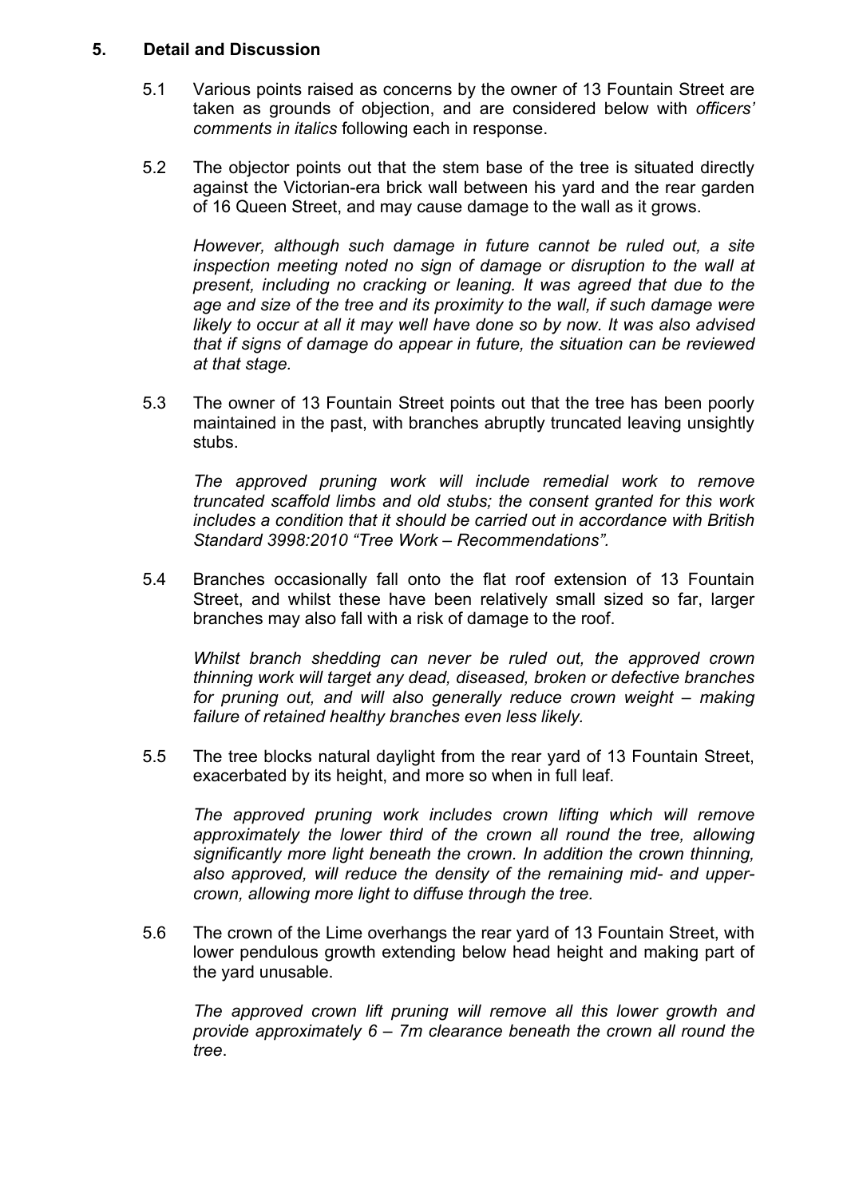## 5. Detail and Discussion

5.1 Various points raised as concerns by the owner of 13 Fountain Street are taken as grounds of objection, and are considered below with *officers' comments in italics* following each in response.

5.2 The objector points out that the stem base of the tree is situated directly against the Victorian-era brick wall between his yard and the rear garden of 16 Queen Street, and may cause damage to the wall as it grows.

*However, although such damage in future cannot be ruled out, a site inspection meeting noted no sign of damage or disruption to the wall at present, including no cracking or leaning. It was agreed that due to the age and size of the tree and its proximity to the wall, if such damage were likely to occur at all it may well have done so by now. It was also advised that if signs of damage do appear in future, the situation can be reviewed at that stage.*

5.3 The owner of 13 Fountain Street points out that the tree has been poorly maintained in the past, with branches abruptly truncated leaving unsightly stubs.

*The approved pruning work will include remedial work to remove truncated scaffold limbs and old stubs; the consent granted for this work includes a condition that it should be carried out in accordance with British Standard 3998:2010 "Tree Work – Recommendations".*

5.4 Branches occasionally fall onto the flat roof extension of 13 Fountain Street, and whilst these have been relatively small sized so far, larger branches may also fall with a risk of damage to the roof.

*Whilst branch shedding can never be ruled out, the approved crown thinning work will target any dead, diseased, broken or defective branches for pruning out, and will also generally reduce crown weight – making failure of retained healthy branches even less likely.*

5.5 The tree blocks natural daylight from the rear yard of 13 Fountain Street, exacerbated by its height, and more so when in full leaf.

*The approved pruning work includes crown lifting which will remove approximately the lower third of the crown all round the tree, allowing significantly more light beneath the crown. In addition the crown thinning, also approved, will reduce the density of the remaining mid- and upper-crown, allowing more light to diffuse through the tree.*

5.6 The crown of the Lime overhangs the rear yard of 13 Fountain Street, with lower pendulous growth extending below head height and making part of the yard unusable.

*The approved crown lift pruning will remove all this lower growth and provide approximately 6 – 7m clearance beneath the crown all round the tree*.